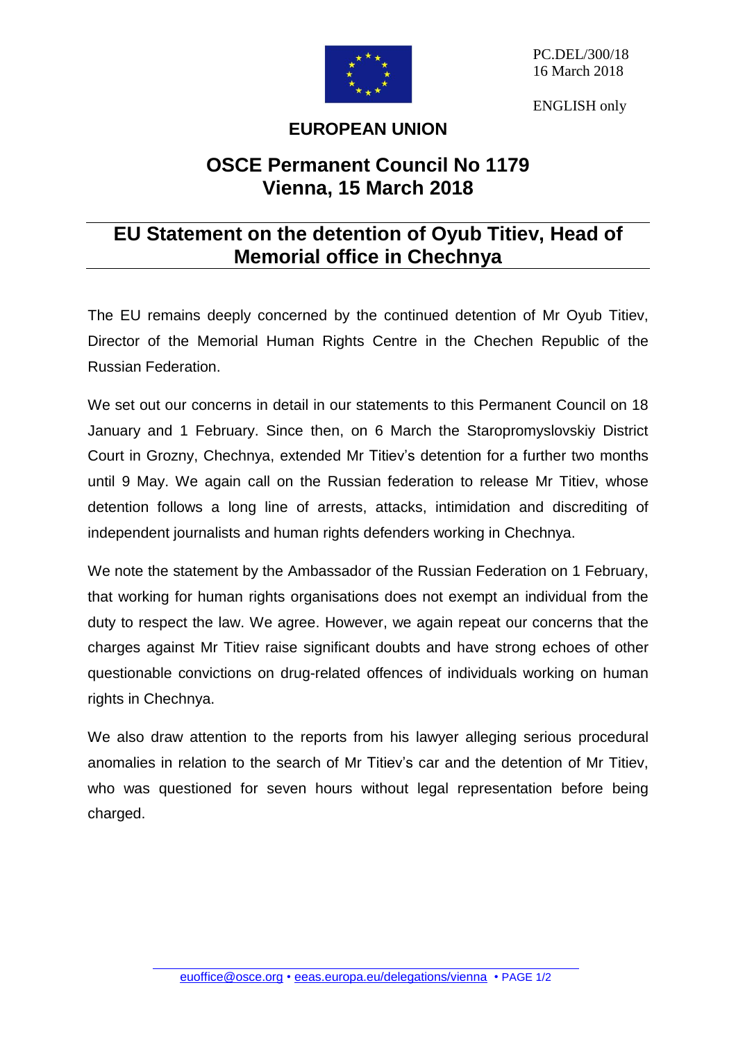PC.DEL/300/18
16 March 2018

ENGLISH only

**EUROPEAN UNION**

# OSCE Permanent Council No 1179
# Vienna, 15 March 2018

## EU Statement on the detention of Oyub Titiev, Head of Memorial office in Chechnya

The EU remains deeply concerned by the continued detention of Mr Oyub Titiev, Director of the Memorial Human Rights Centre in the Chechen Republic of the Russian Federation.

We set out our concerns in detail in our statements to this Permanent Council on 18 January and 1 February. Since then, on 6 March the Staropromyslovskiy District Court in Grozny, Chechnya, extended Mr Titiev's detention for a further two months until 9 May. We again call on the Russian federation to release Mr Titiev, whose detention follows a long line of arrests, attacks, intimidation and discrediting of independent journalists and human rights defenders working in Chechnya.

We note the statement by the Ambassador of the Russian Federation on 1 February, that working for human rights organisations does not exempt an individual from the duty to respect the law. We agree. However, we again repeat our concerns that the charges against Mr Titiev raise significant doubts and have strong echoes of other questionable convictions on drug-related offences of individuals working on human rights in Chechnya.

We also draw attention to the reports from his lawyer alleging serious procedural anomalies in relation to the search of Mr Titiev's car and the detention of Mr Titiev, who was questioned for seven hours without legal representation before being charged.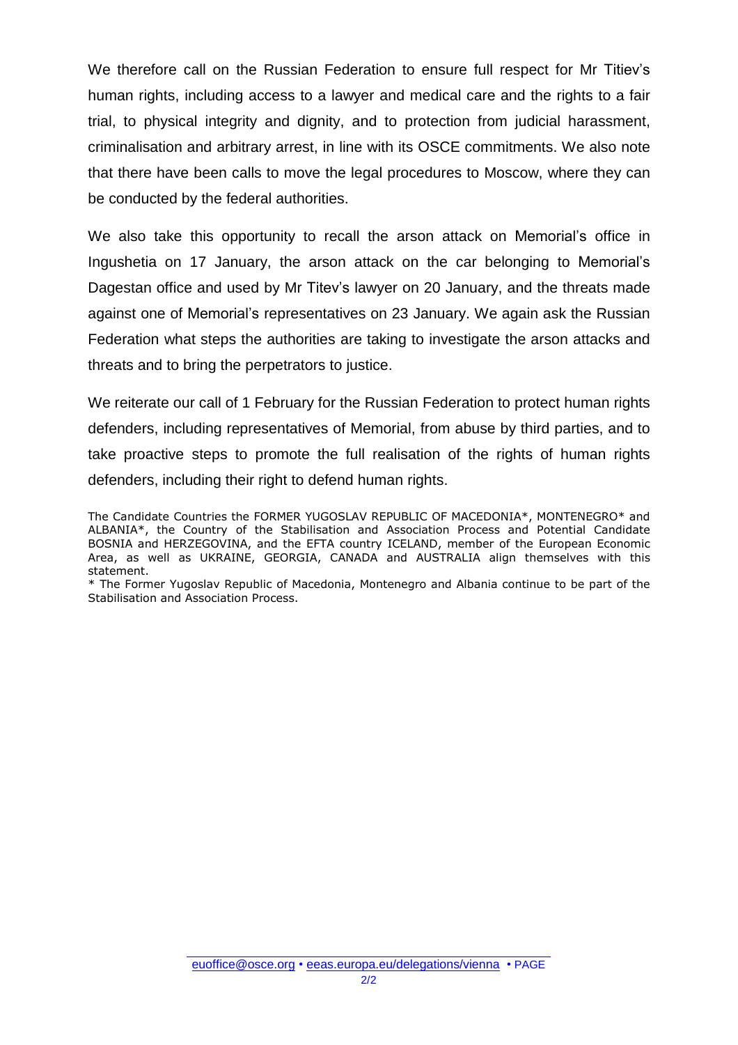We therefore call on the Russian Federation to ensure full respect for Mr Titiev's human rights, including access to a lawyer and medical care and the rights to a fair trial, to physical integrity and dignity, and to protection from judicial harassment, criminalisation and arbitrary arrest, in line with its OSCE commitments. We also note that there have been calls to move the legal procedures to Moscow, where they can be conducted by the federal authorities.

We also take this opportunity to recall the arson attack on Memorial's office in Ingushetia on 17 January, the arson attack on the car belonging to Memorial's Dagestan office and used by Mr Titev's lawyer on 20 January, and the threats made against one of Memorial's representatives on 23 January. We again ask the Russian Federation what steps the authorities are taking to investigate the arson attacks and threats and to bring the perpetrators to justice.

We reiterate our call of 1 February for the Russian Federation to protect human rights defenders, including representatives of Memorial, from abuse by third parties, and to take proactive steps to promote the full realisation of the rights of human rights defenders, including their right to defend human rights.

The Candidate Countries the FORMER YUGOSLAV REPUBLIC OF MACEDONIA*, MONTENEGRO* and ALBANIA*, the Country of the Stabilisation and Association Process and Potential Candidate BOSNIA and HERZEGOVINA, and the EFTA country ICELAND, member of the European Economic Area, as well as UKRAINE, GEORGIA, CANADA and AUSTRALIA align themselves with this statement.

* The Former Yugoslav Republic of Macedonia, Montenegro and Albania continue to be part of the Stabilisation and Association Process.

euoffice@osce.org • eeas.europa.eu/delegations/vienna